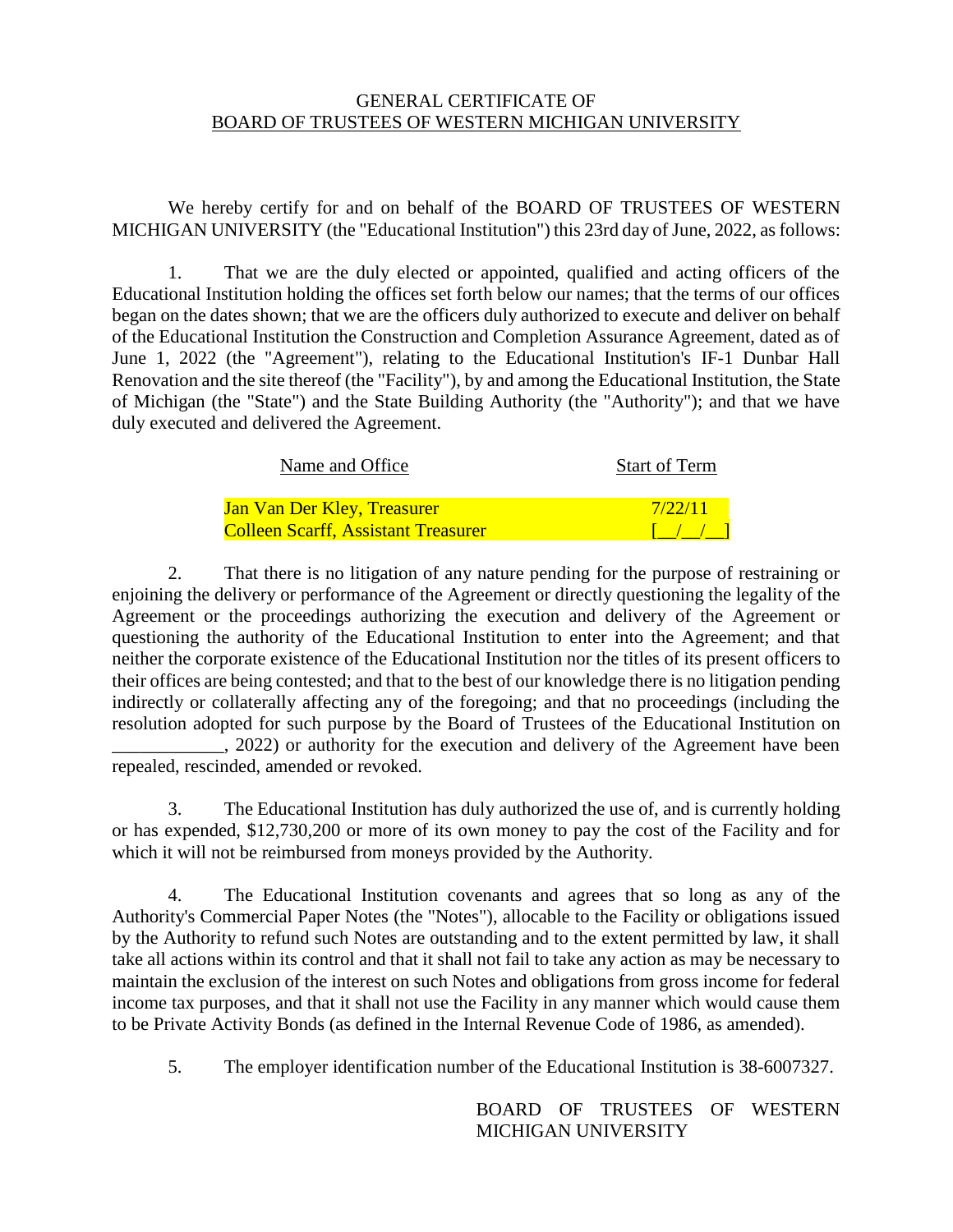GENERAL CERTIFICATE OF
BOARD OF TRUSTEES OF WESTERN MICHIGAN UNIVERSITY

We hereby certify for and on behalf of the BOARD OF TRUSTEES OF WESTERN MICHIGAN UNIVERSITY (the "Educational Institution") this 23rd day of June, 2022, as follows:

1. That we are the duly elected or appointed, qualified and acting officers of the Educational Institution holding the offices set forth below our names; that the terms of our offices began on the dates shown; that we are the officers duly authorized to execute and deliver on behalf of the Educational Institution the Construction and Completion Assurance Agreement, dated as of June 1, 2022 (the "Agreement"), relating to the Educational Institution's IF-1 Dunbar Hall Renovation and the site thereof (the "Facility"), by and among the Educational Institution, the State of Michigan (the "State") and the State Building Authority (the "Authority"); and that we have duly executed and delivered the Agreement.

| Name and Office | Start of Term |
|---|---|
| Jan Van Der Kley, Treasurer | 7/22/11 |
| Colleen Scarff, Assistant Treasurer | [__/__/__] |

2. That there is no litigation of any nature pending for the purpose of restraining or enjoining the delivery or performance of the Agreement or directly questioning the legality of the Agreement or the proceedings authorizing the execution and delivery of the Agreement or questioning the authority of the Educational Institution to enter into the Agreement; and that neither the corporate existence of the Educational Institution nor the titles of its present officers to their offices are being contested; and that to the best of our knowledge there is no litigation pending indirectly or collaterally affecting any of the foregoing; and that no proceedings (including the resolution adopted for such purpose by the Board of Trustees of the Educational Institution on ____________, 2022) or authority for the execution and delivery of the Agreement have been repealed, rescinded, amended or revoked.

3. The Educational Institution has duly authorized the use of, and is currently holding or has expended, $12,730,200 or more of its own money to pay the cost of the Facility and for which it will not be reimbursed from moneys provided by the Authority.

4. The Educational Institution covenants and agrees that so long as any of the Authority's Commercial Paper Notes (the "Notes"), allocable to the Facility or obligations issued by the Authority to refund such Notes are outstanding and to the extent permitted by law, it shall take all actions within its control and that it shall not fail to take any action as may be necessary to maintain the exclusion of the interest on such Notes and obligations from gross income for federal income tax purposes, and that it shall not use the Facility in any manner which would cause them to be Private Activity Bonds (as defined in the Internal Revenue Code of 1986, as amended).

5. The employer identification number of the Educational Institution is 38-6007327.

BOARD OF TRUSTEES OF WESTERN MICHIGAN UNIVERSITY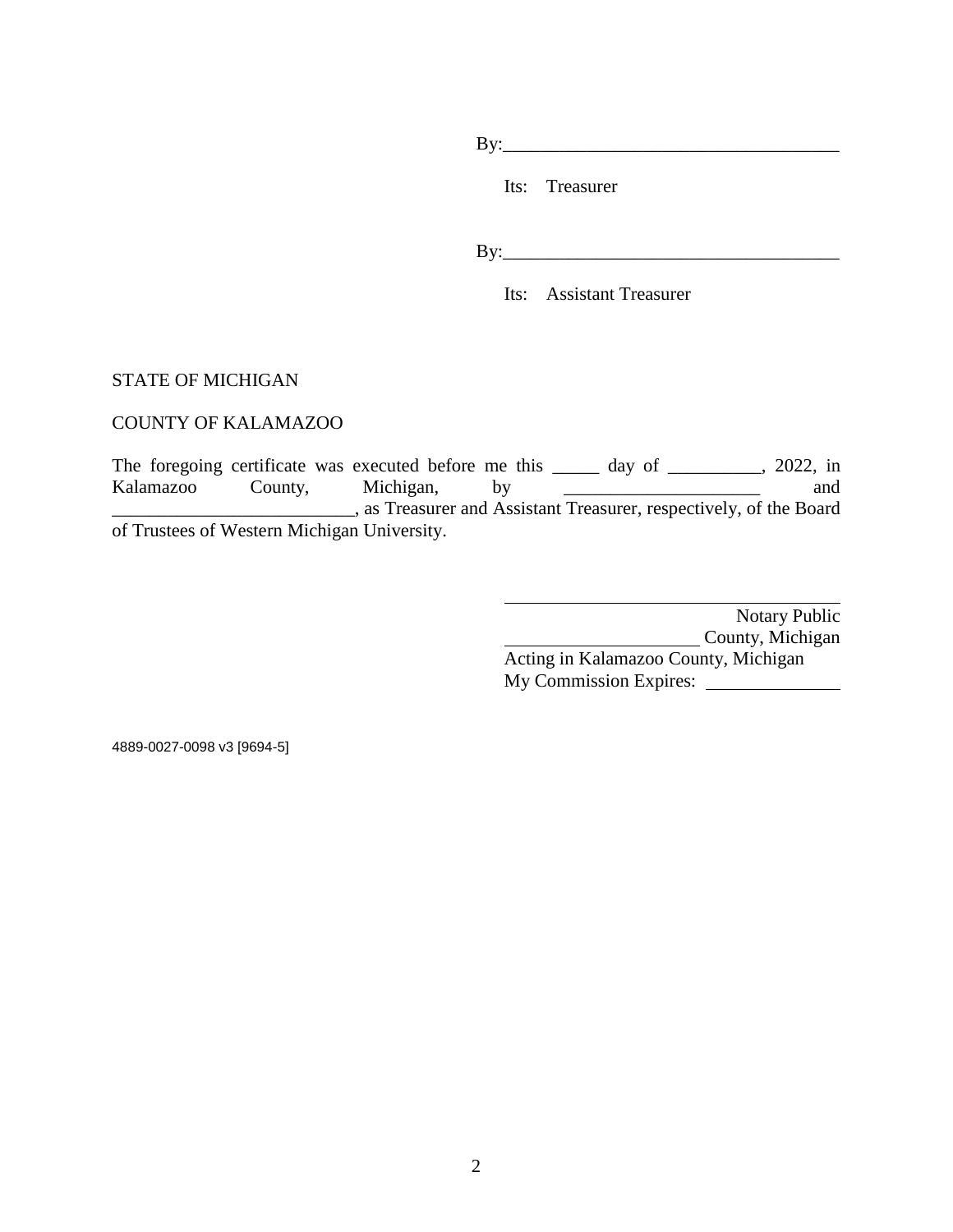By:____________________________________

Its: Treasurer

By:____________________________________

Its: Assistant Treasurer

STATE OF MICHIGAN

COUNTY OF KALAMAZOO

The foregoing certificate was executed before me this _____ day of __________, 2022, in Kalamazoo County, Michigan, by _____________________ and _________________________, as Treasurer and Assistant Treasurer, respectively, of the Board of Trustees of Western Michigan University.

____________________________________
Notary Public
_____________________ County, Michigan
Acting in Kalamazoo County, Michigan
My Commission Expires: _______________

4889-0027-0098 v3 [9694-5]